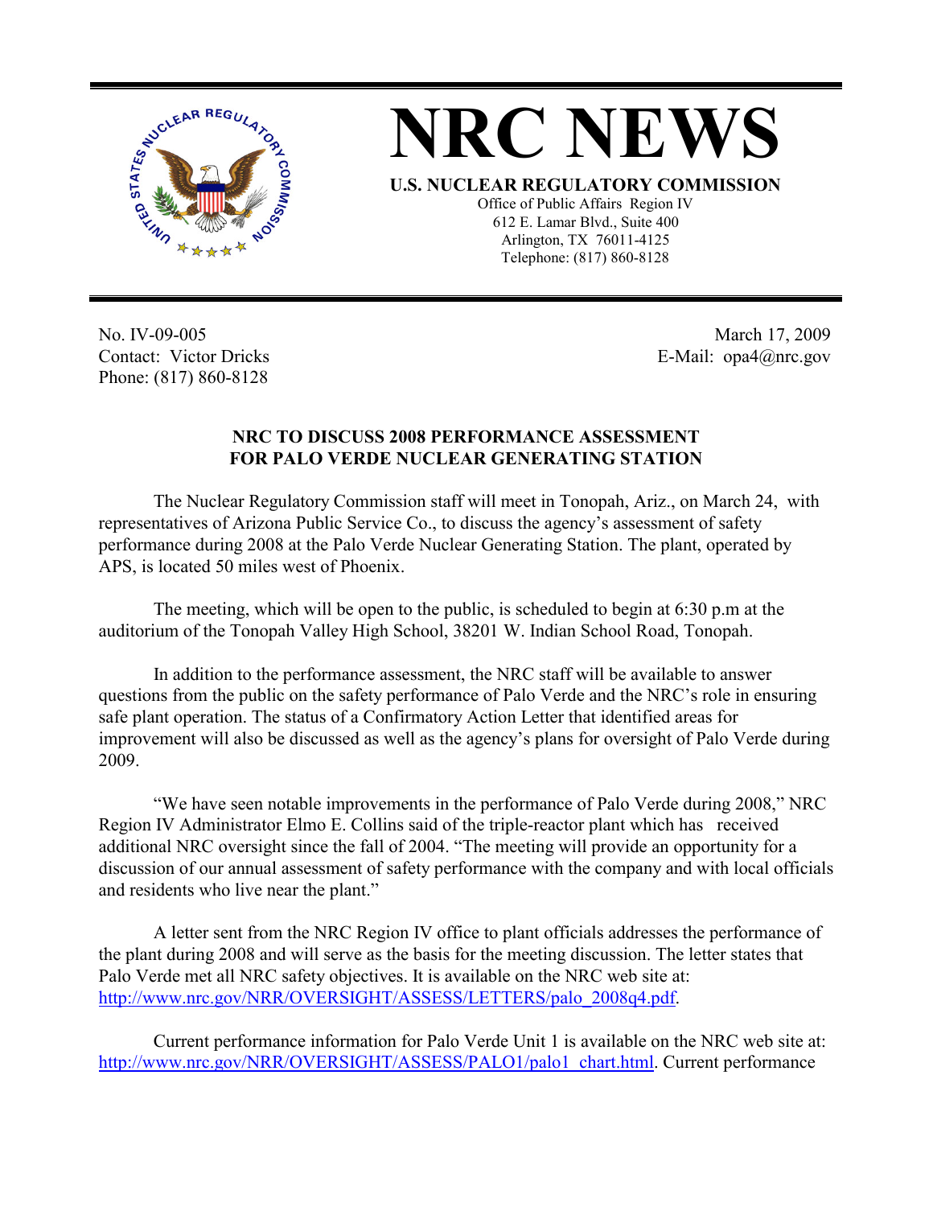# NRC NEWS

**U.S. NUCLEAR REGULATORY COMMISSION**

Office of Public Affairs Region IV
612 E. Lamar Blvd., Suite 400
Arlington, TX 76011-4125
Telephone: (817) 860-8128

No. IV-09-005
Contact: Victor Dricks
Phone: (817) 860-8128

March 17, 2009
E-Mail: opa4@nrc.gov

## NRC TO DISCUSS 2008 PERFORMANCE ASSESSMENT FOR PALO VERDE NUCLEAR GENERATING STATION

The Nuclear Regulatory Commission staff will meet in Tonopah, Ariz., on March 24, with representatives of Arizona Public Service Co., to discuss the agency's assessment of safety performance during 2008 at the Palo Verde Nuclear Generating Station. The plant, operated by APS, is located 50 miles west of Phoenix.

The meeting, which will be open to the public, is scheduled to begin at 6:30 p.m at the auditorium of the Tonopah Valley High School, 38201 W. Indian School Road, Tonopah.

In addition to the performance assessment, the NRC staff will be available to answer questions from the public on the safety performance of Palo Verde and the NRC's role in ensuring safe plant operation. The status of a Confirmatory Action Letter that identified areas for improvement will also be discussed as well as the agency's plans for oversight of Palo Verde during 2009.

"We have seen notable improvements in the performance of Palo Verde during 2008," NRC Region IV Administrator Elmo E. Collins said of the triple-reactor plant which has received additional NRC oversight since the fall of 2004. "The meeting will provide an opportunity for a discussion of our annual assessment of safety performance with the company and with local officials and residents who live near the plant."

A letter sent from the NRC Region IV office to plant officials addresses the performance of the plant during 2008 and will serve as the basis for the meeting discussion. The letter states that Palo Verde met all NRC safety objectives. It is available on the NRC web site at: http://www.nrc.gov/NRR/OVERSIGHT/ASSESS/LETTERS/palo_2008q4.pdf.

Current performance information for Palo Verde Unit 1 is available on the NRC web site at: http://www.nrc.gov/NRR/OVERSIGHT/ASSESS/PALO1/palo1_chart.html. Current performance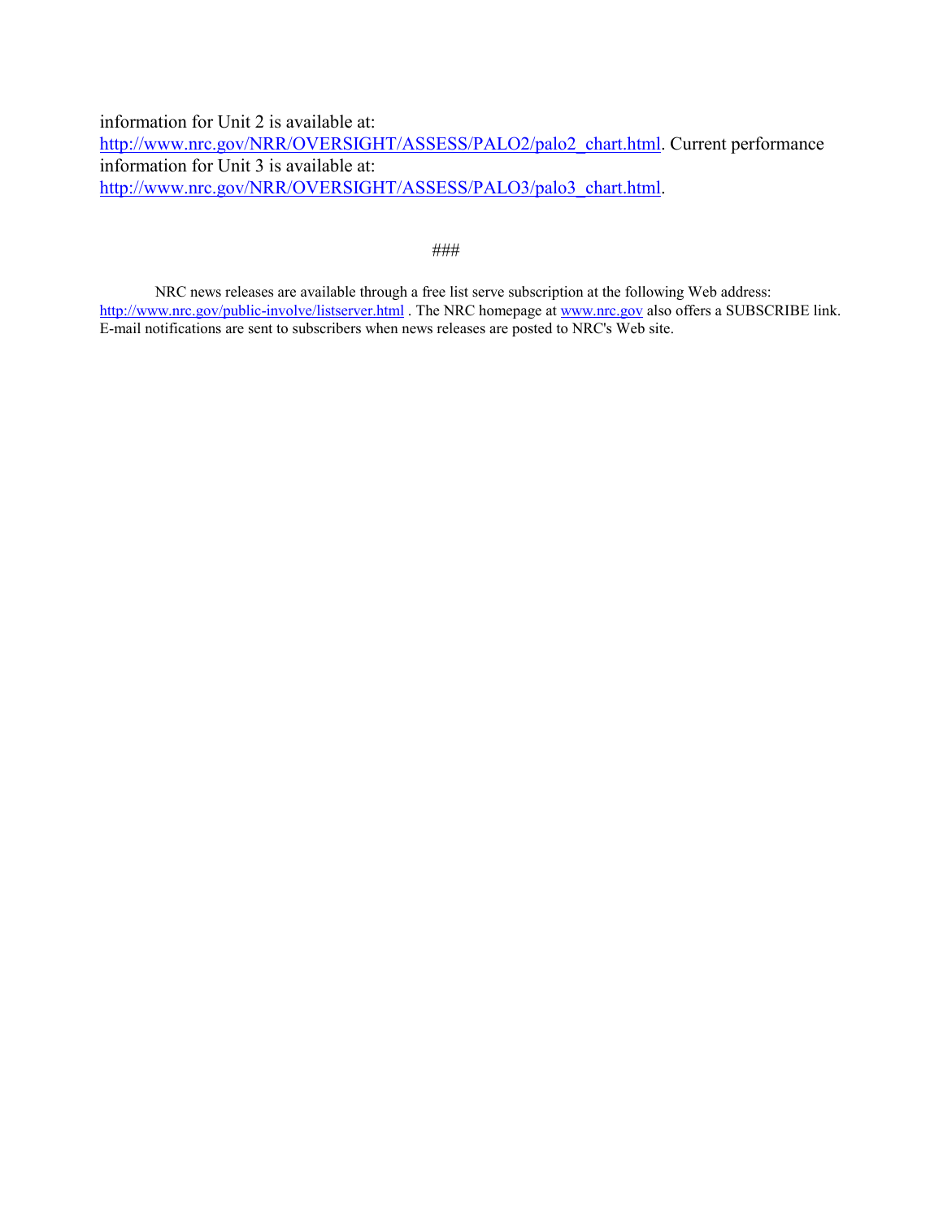information for Unit 2 is available at: http://www.nrc.gov/NRR/OVERSIGHT/ASSESS/PALO2/palo2_chart.html. Current performance information for Unit 3 is available at: http://www.nrc.gov/NRR/OVERSIGHT/ASSESS/PALO3/palo3_chart.html.

###

NRC news releases are available through a free list serve subscription at the following Web address: http://www.nrc.gov/public-involve/listserver.html . The NRC homepage at www.nrc.gov also offers a SUBSCRIBE link. E-mail notifications are sent to subscribers when news releases are posted to NRC's Web site.